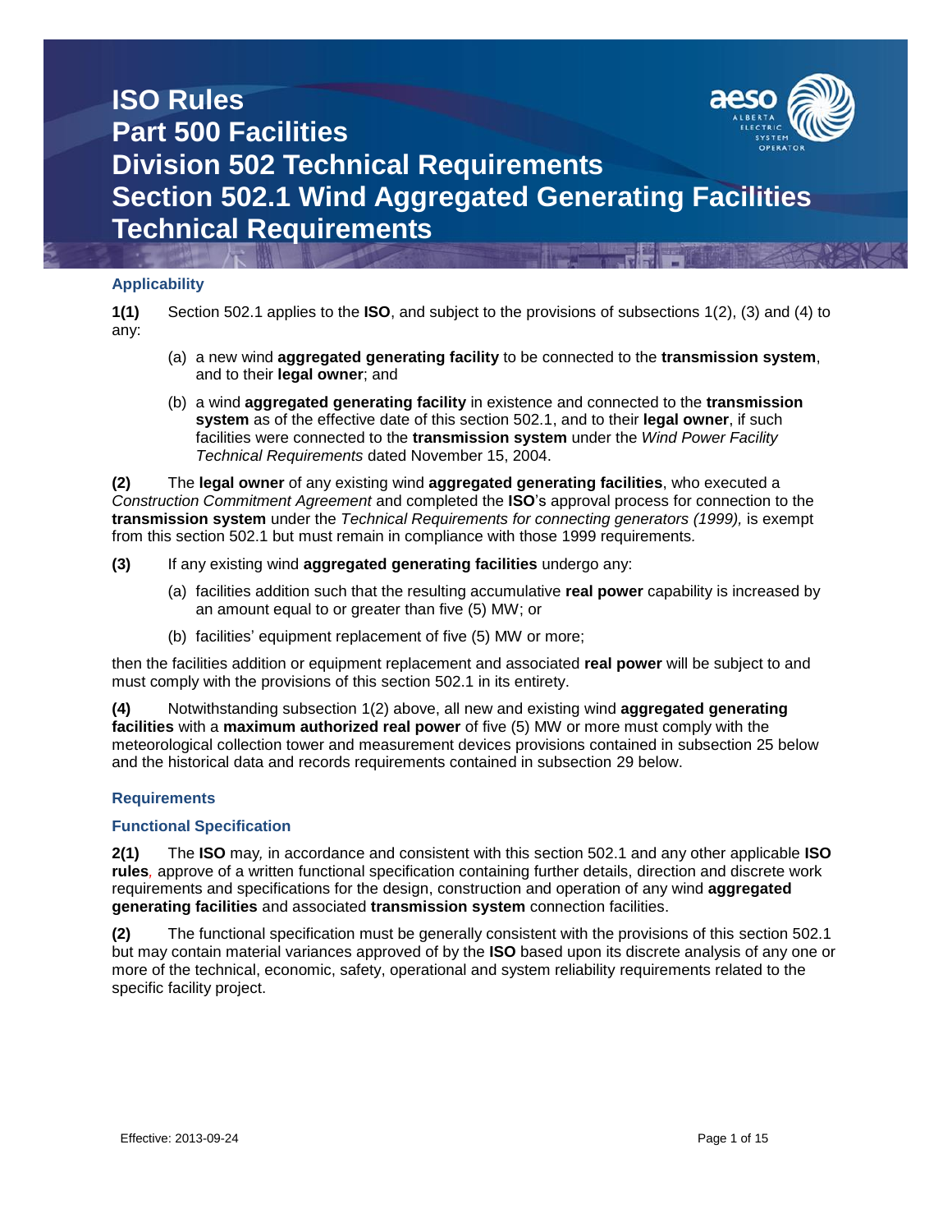# ISO Rules
# Part 500 Facilities
# Division 502 Technical Requirements
# Section 502.1 Wind Aggregated Generating Facilities Technical Requirements

## Applicability

**1(1)** Section 502.1 applies to the **ISO**, and subject to the provisions of subsections 1(2), (3) and (4) to any:

(a) a new wind **aggregated generating facility** to be connected to the **transmission system**, and to their **legal owner**; and

(b) a wind **aggregated generating facility** in existence and connected to the **transmission system** as of the effective date of this section 502.1, and to their **legal owner**, if such facilities were connected to the **transmission system** under the *Wind Power Facility Technical Requirements* dated November 15, 2004.

**(2)** The **legal owner** of any existing wind **aggregated generating facilities**, who executed a *Construction Commitment Agreement* and completed the **ISO**'s approval process for connection to the **transmission system** under the *Technical Requirements for connecting generators (1999),* is exempt from this section 502.1 but must remain in compliance with those 1999 requirements.

**(3)** If any existing wind **aggregated generating facilities** undergo any:

(a) facilities addition such that the resulting accumulative **real power** capability is increased by an amount equal to or greater than five (5) MW; or

(b) facilities' equipment replacement of five (5) MW or more;

then the facilities addition or equipment replacement and associated **real power** will be subject to and must comply with the provisions of this section 502.1 in its entirety.

**(4)** Notwithstanding subsection 1(2) above, all new and existing wind **aggregated generating facilities** with a **maximum authorized real power** of five (5) MW or more must comply with the meteorological collection tower and measurement devices provisions contained in subsection 25 below and the historical data and records requirements contained in subsection 29 below.

## Requirements

### Functional Specification

**2(1)** The **ISO** may*,* in accordance and consistent with this section 502.1 and any other applicable **ISO rules***,* approve of a written functional specification containing further details, direction and discrete work requirements and specifications for the design, construction and operation of any wind **aggregated generating facilities** and associated **transmission system** connection facilities.

**(2)** The functional specification must be generally consistent with the provisions of this section 502.1 but may contain material variances approved of by the **ISO** based upon its discrete analysis of any one or more of the technical, economic, safety, operational and system reliability requirements related to the specific facility project.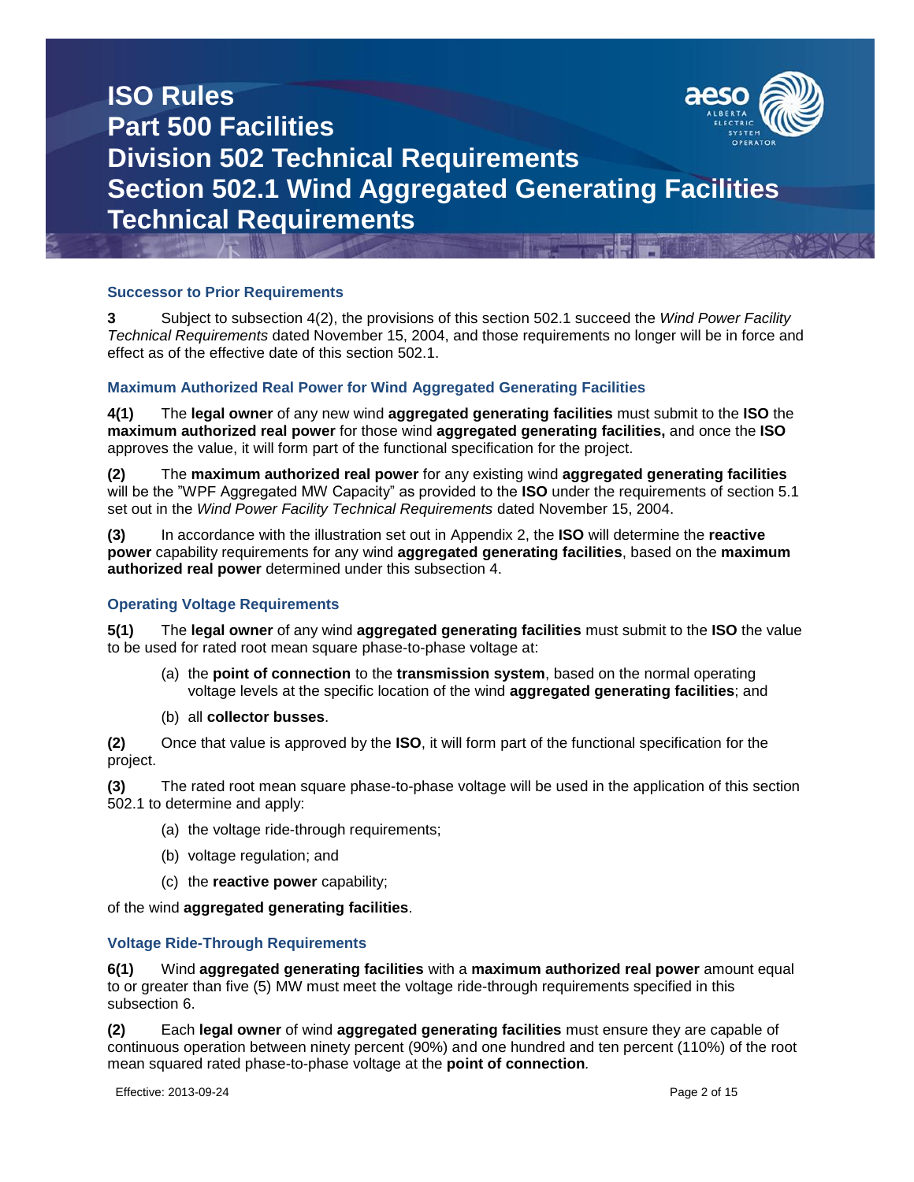## Successor to Prior Requirements

**3** Subject to subsection 4(2), the provisions of this section 502.1 succeed the *Wind Power Facility Technical Requirements* dated November 15, 2004, and those requirements no longer will be in force and effect as of the effective date of this section 502.1.

## Maximum Authorized Real Power for Wind Aggregated Generating Facilities

**4(1)** The **legal owner** of any new wind **aggregated generating facilities** must submit to the **ISO** the **maximum authorized real power** for those wind **aggregated generating facilities,** and once the **ISO** approves the value, it will form part of the functional specification for the project.

**(2)** The **maximum authorized real power** for any existing wind **aggregated generating facilities** will be the "WPF Aggregated MW Capacity" as provided to the **ISO** under the requirements of section 5.1 set out in the *Wind Power Facility Technical Requirements* dated November 15, 2004.

**(3)** In accordance with the illustration set out in Appendix 2, the **ISO** will determine the **reactive power** capability requirements for any wind **aggregated generating facilities**, based on the **maximum authorized real power** determined under this subsection 4.

## Operating Voltage Requirements

**5(1)** The **legal owner** of any wind **aggregated generating facilities** must submit to the **ISO** the value to be used for rated root mean square phase-to-phase voltage at:

(a) the **point of connection** to the **transmission system**, based on the normal operating voltage levels at the specific location of the wind **aggregated generating facilities**; and

(b) all **collector busses**.

**(2)** Once that value is approved by the **ISO**, it will form part of the functional specification for the project.

**(3)** The rated root mean square phase-to-phase voltage will be used in the application of this section 502.1 to determine and apply:

(a) the voltage ride-through requirements;

(b) voltage regulation; and

(c) the **reactive power** capability;

of the wind **aggregated generating facilities**.

## Voltage Ride-Through Requirements

**6(1)** Wind **aggregated generating facilities** with a **maximum authorized real power** amount equal to or greater than five (5) MW must meet the voltage ride-through requirements specified in this subsection 6.

**(2)** Each **legal owner** of wind **aggregated generating facilities** must ensure they are capable of continuous operation between ninety percent (90%) and one hundred and ten percent (110%) of the root mean squared rated phase-to-phase voltage at the **point of connection***.*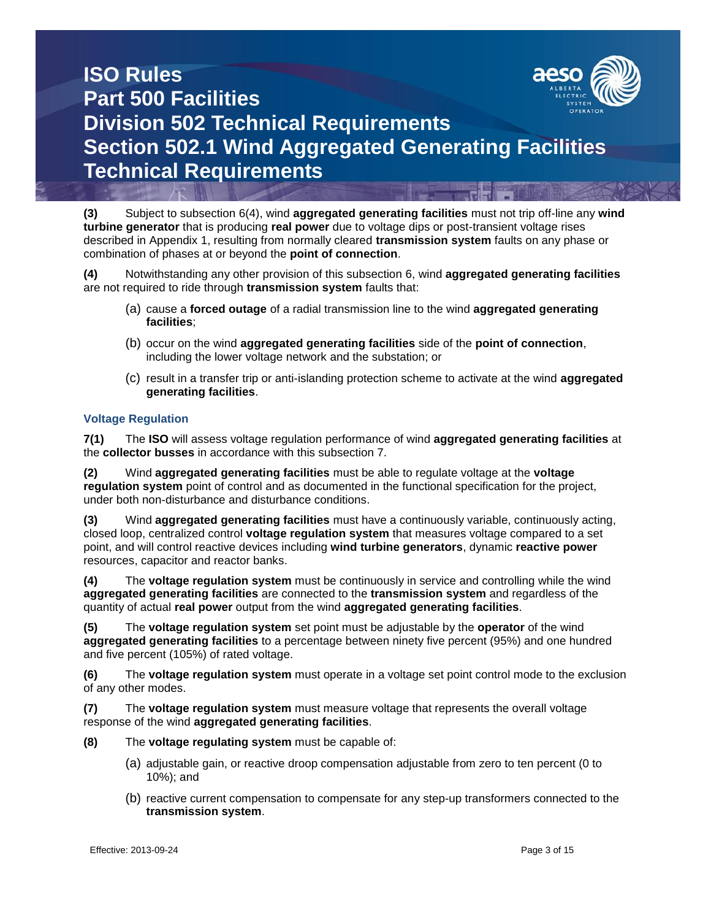**(3)** Subject to subsection 6(4), wind **aggregated generating facilities** must not trip off-line any **wind turbine generator** that is producing **real power** due to voltage dips or post-transient voltage rises described in Appendix 1, resulting from normally cleared **transmission system** faults on any phase or combination of phases at or beyond the **point of connection**.

**(4)** Notwithstanding any other provision of this subsection 6, wind **aggregated generating facilities** are not required to ride through **transmission system** faults that:

(a) cause a **forced outage** of a radial transmission line to the wind **aggregated generating facilities**;

(b) occur on the wind **aggregated generating facilities** side of the **point of connection**, including the lower voltage network and the substation; or

(c) result in a transfer trip or anti-islanding protection scheme to activate at the wind **aggregated generating facilities**.

### Voltage Regulation

**7(1)** The **ISO** will assess voltage regulation performance of wind **aggregated generating facilities** at the **collector busses** in accordance with this subsection 7.

**(2)** Wind **aggregated generating facilities** must be able to regulate voltage at the **voltage regulation system** point of control and as documented in the functional specification for the project, under both non-disturbance and disturbance conditions.

**(3)** Wind **aggregated generating facilities** must have a continuously variable, continuously acting, closed loop, centralized control **voltage regulation system** that measures voltage compared to a set point, and will control reactive devices including **wind turbine generators**, dynamic **reactive power** resources, capacitor and reactor banks.

**(4)** The **voltage regulation system** must be continuously in service and controlling while the wind **aggregated generating facilities** are connected to the **transmission system** and regardless of the quantity of actual **real power** output from the wind **aggregated generating facilities**.

**(5)** The **voltage regulation system** set point must be adjustable by the **operator** of the wind **aggregated generating facilities** to a percentage between ninety five percent (95%) and one hundred and five percent (105%) of rated voltage.

**(6)** The **voltage regulation system** must operate in a voltage set point control mode to the exclusion of any other modes.

**(7)** The **voltage regulation system** must measure voltage that represents the overall voltage response of the wind **aggregated generating facilities**.

**(8)** The **voltage regulating system** must be capable of:

(a) adjustable gain, or reactive droop compensation adjustable from zero to ten percent (0 to 10%); and

(b) reactive current compensation to compensate for any step-up transformers connected to the **transmission system**.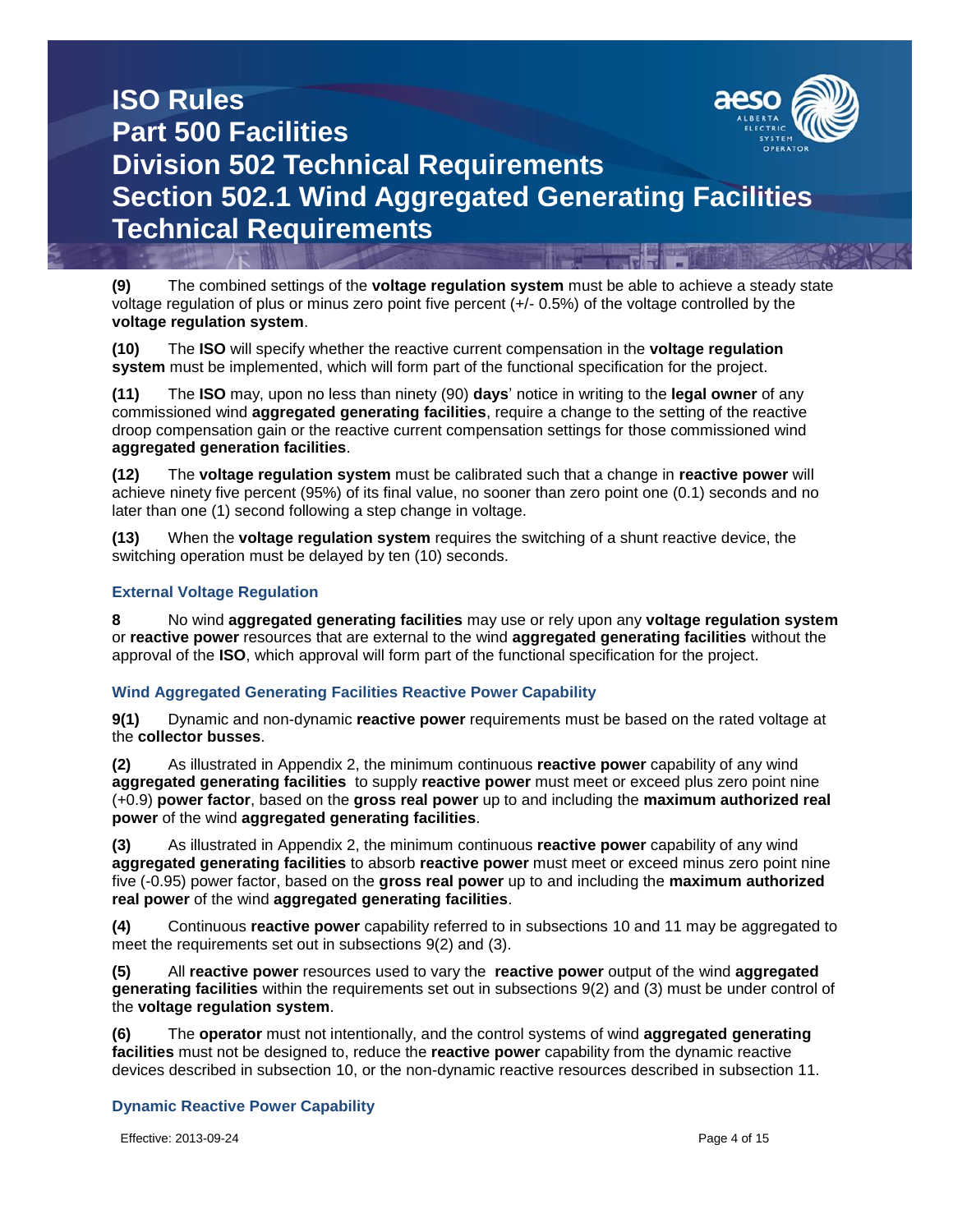**(9)** The combined settings of the **voltage regulation system** must be able to achieve a steady state voltage regulation of plus or minus zero point five percent (+/- 0.5%) of the voltage controlled by the **voltage regulation system**.

**(10)** The **ISO** will specify whether the reactive current compensation in the **voltage regulation system** must be implemented, which will form part of the functional specification for the project.

**(11)** The **ISO** may, upon no less than ninety (90) **days**' notice in writing to the **legal owner** of any commissioned wind **aggregated generating facilities**, require a change to the setting of the reactive droop compensation gain or the reactive current compensation settings for those commissioned wind **aggregated generation facilities**.

**(12)** The **voltage regulation system** must be calibrated such that a change in **reactive power** will achieve ninety five percent (95%) of its final value, no sooner than zero point one (0.1) seconds and no later than one (1) second following a step change in voltage.

**(13)** When the **voltage regulation system** requires the switching of a shunt reactive device, the switching operation must be delayed by ten (10) seconds.

### External Voltage Regulation

**8** No wind **aggregated generating facilities** may use or rely upon any **voltage regulation system** or **reactive power** resources that are external to the wind **aggregated generating facilities** without the approval of the **ISO**, which approval will form part of the functional specification for the project.

### Wind Aggregated Generating Facilities Reactive Power Capability

**9(1)** Dynamic and non-dynamic **reactive power** requirements must be based on the rated voltage at the **collector busses**.

**(2)** As illustrated in Appendix 2, the minimum continuous **reactive power** capability of any wind **aggregated generating facilities** to supply **reactive power** must meet or exceed plus zero point nine (+0.9) **power factor**, based on the **gross real power** up to and including the **maximum authorized real power** of the wind **aggregated generating facilities**.

**(3)** As illustrated in Appendix 2, the minimum continuous **reactive power** capability of any wind **aggregated generating facilities** to absorb **reactive power** must meet or exceed minus zero point nine five (-0.95) power factor, based on the **gross real power** up to and including the **maximum authorized real power** of the wind **aggregated generating facilities**.

**(4)** Continuous **reactive power** capability referred to in subsections 10 and 11 may be aggregated to meet the requirements set out in subsections 9(2) and (3).

**(5)** All **reactive power** resources used to vary the **reactive power** output of the wind **aggregated generating facilities** within the requirements set out in subsections 9(2) and (3) must be under control of the **voltage regulation system**.

**(6)** The **operator** must not intentionally, and the control systems of wind **aggregated generating facilities** must not be designed to, reduce the **reactive power** capability from the dynamic reactive devices described in subsection 10, or the non-dynamic reactive resources described in subsection 11.

### Dynamic Reactive Power Capability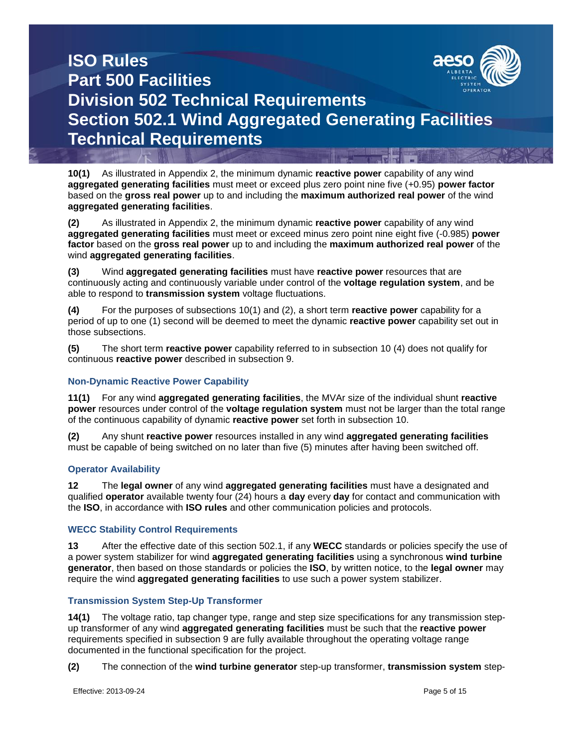**10(1)** As illustrated in Appendix 2, the minimum dynamic **reactive power** capability of any wind **aggregated generating facilities** must meet or exceed plus zero point nine five (+0.95) **power factor** based on the **gross real power** up to and including the **maximum authorized real power** of the wind **aggregated generating facilities**.

**(2)** As illustrated in Appendix 2, the minimum dynamic **reactive power** capability of any wind **aggregated generating facilities** must meet or exceed minus zero point nine eight five (-0.985) **power factor** based on the **gross real power** up to and including the **maximum authorized real power** of the wind **aggregated generating facilities**.

**(3)** Wind **aggregated generating facilities** must have **reactive power** resources that are continuously acting and continuously variable under control of the **voltage regulation system**, and be able to respond to **transmission system** voltage fluctuations.

**(4)** For the purposes of subsections 10(1) and (2), a short term **reactive power** capability for a period of up to one (1) second will be deemed to meet the dynamic **reactive power** capability set out in those subsections.

**(5)** The short term **reactive power** capability referred to in subsection 10 (4) does not qualify for continuous **reactive power** described in subsection 9.

### Non-Dynamic Reactive Power Capability

**11(1)** For any wind **aggregated generating facilities**, the MVAr size of the individual shunt **reactive power** resources under control of the **voltage regulation system** must not be larger than the total range of the continuous capability of dynamic **reactive power** set forth in subsection 10.

**(2)** Any shunt **reactive power** resources installed in any wind **aggregated generating facilities** must be capable of being switched on no later than five (5) minutes after having been switched off.

### Operator Availability

**12** The **legal owner** of any wind **aggregated generating facilities** must have a designated and qualified **operator** available twenty four (24) hours a **day** every **day** for contact and communication with the **ISO**, in accordance with **ISO rules** and other communication policies and protocols.

### WECC Stability Control Requirements

**13** After the effective date of this section 502.1, if any **WECC** standards or policies specify the use of a power system stabilizer for wind **aggregated generating facilities** using a synchronous **wind turbine generator**, then based on those standards or policies the **ISO**, by written notice, to the **legal owner** may require the wind **aggregated generating facilities** to use such a power system stabilizer.

### Transmission System Step-Up Transformer

**14(1)** The voltage ratio, tap changer type, range and step size specifications for any transmission step-up transformer of any wind **aggregated generating facilities** must be such that the **reactive power** requirements specified in subsection 9 are fully available throughout the operating voltage range documented in the functional specification for the project.

**(2)** The connection of the **wind turbine generator** step-up transformer, **transmission system** step-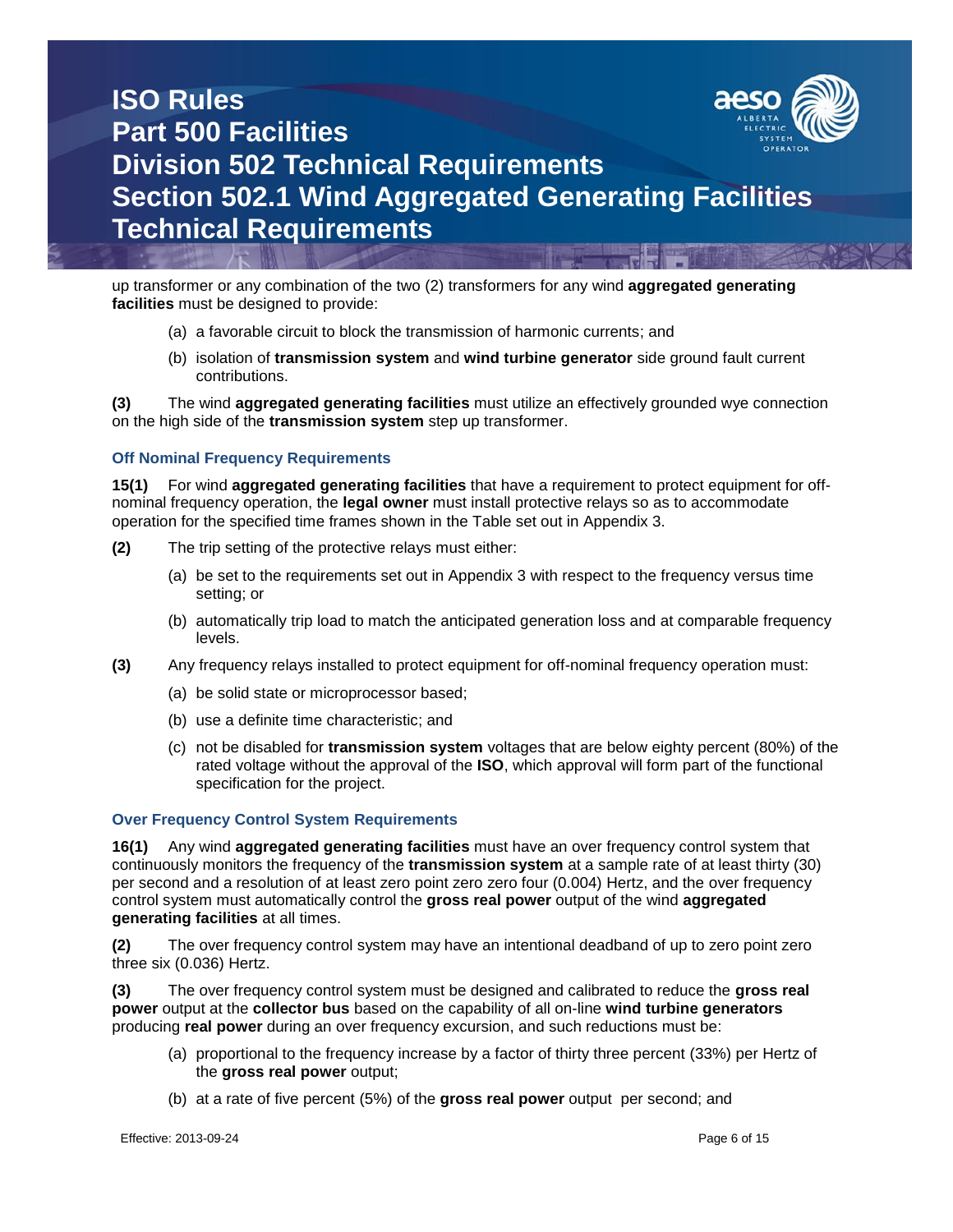up transformer or any combination of the two (2) transformers for any wind **aggregated generating facilities** must be designed to provide:

(a) a favorable circuit to block the transmission of harmonic currents; and

(b) isolation of **transmission system** and **wind turbine generator** side ground fault current contributions.

**(3)** The wind **aggregated generating facilities** must utilize an effectively grounded wye connection on the high side of the **transmission system** step up transformer.

### Off Nominal Frequency Requirements

**15(1)** For wind **aggregated generating facilities** that have a requirement to protect equipment for off-nominal frequency operation, the **legal owner** must install protective relays so as to accommodate operation for the specified time frames shown in the Table set out in Appendix 3.

**(2)** The trip setting of the protective relays must either:

(a) be set to the requirements set out in Appendix 3 with respect to the frequency versus time setting; or

(b) automatically trip load to match the anticipated generation loss and at comparable frequency levels.

**(3)** Any frequency relays installed to protect equipment for off-nominal frequency operation must:

(a) be solid state or microprocessor based;

(b) use a definite time characteristic; and

(c) not be disabled for **transmission system** voltages that are below eighty percent (80%) of the rated voltage without the approval of the **ISO**, which approval will form part of the functional specification for the project.

### Over Frequency Control System Requirements

**16(1)** Any wind **aggregated generating facilities** must have an over frequency control system that continuously monitors the frequency of the **transmission system** at a sample rate of at least thirty (30) per second and a resolution of at least zero point zero zero four (0.004) Hertz, and the over frequency control system must automatically control the **gross real power** output of the wind **aggregated generating facilities** at all times.

**(2)** The over frequency control system may have an intentional deadband of up to zero point zero three six (0.036) Hertz.

**(3)** The over frequency control system must be designed and calibrated to reduce the **gross real power** output at the **collector bus** based on the capability of all on-line **wind turbine generators** producing **real power** during an over frequency excursion, and such reductions must be:

(a) proportional to the frequency increase by a factor of thirty three percent (33%) per Hertz of the **gross real power** output;

(b) at a rate of five percent (5%) of the **gross real power** output per second; and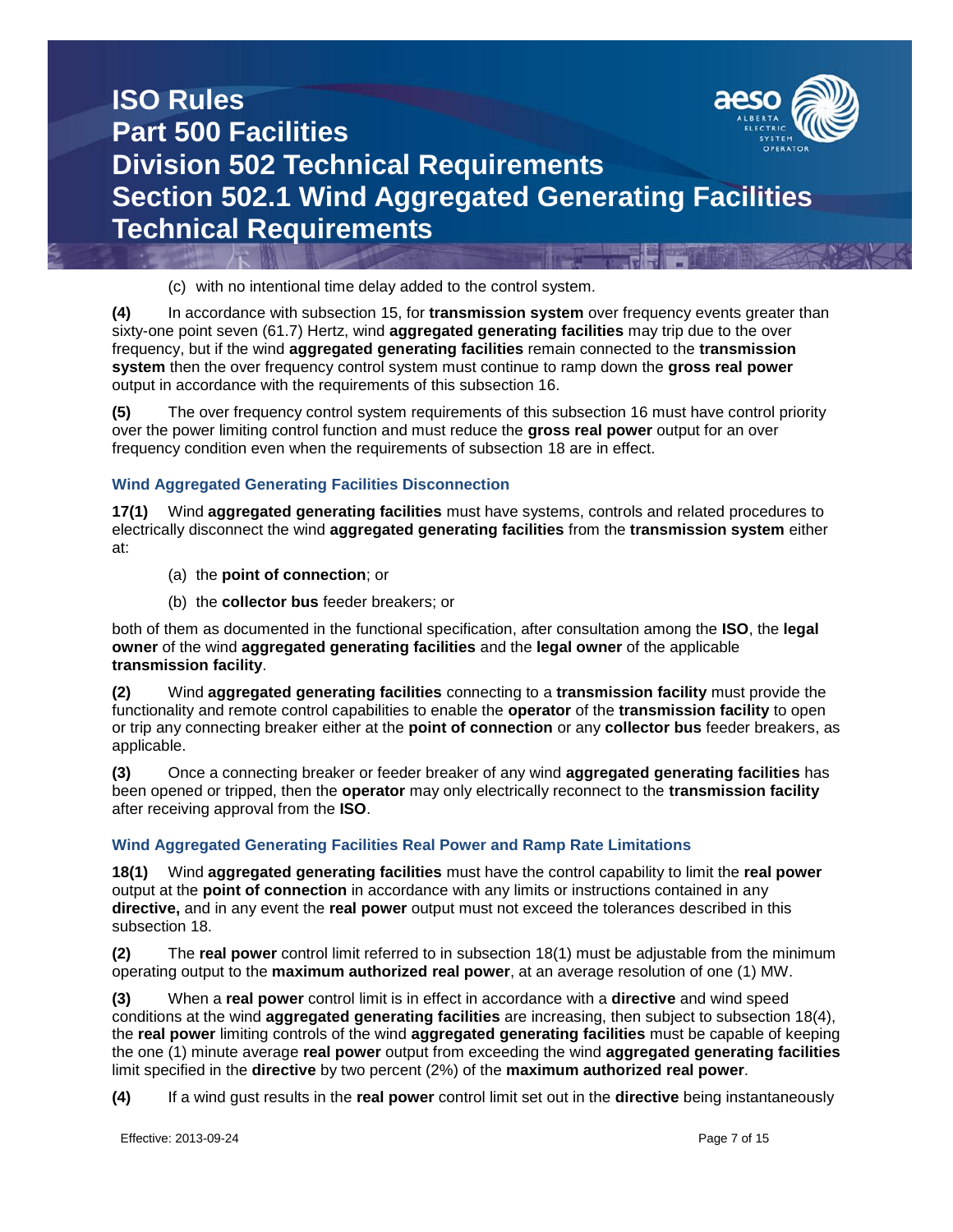(c) with no intentional time delay added to the control system.

**(4)** In accordance with subsection 15, for **transmission system** over frequency events greater than sixty-one point seven (61.7) Hertz, wind **aggregated generating facilities** may trip due to the over frequency, but if the wind **aggregated generating facilities** remain connected to the **transmission system** then the over frequency control system must continue to ramp down the **gross real power** output in accordance with the requirements of this subsection 16.

**(5)** The over frequency control system requirements of this subsection 16 must have control priority over the power limiting control function and must reduce the **gross real power** output for an over frequency condition even when the requirements of subsection 18 are in effect.

### Wind Aggregated Generating Facilities Disconnection

**17(1)** Wind **aggregated generating facilities** must have systems, controls and related procedures to electrically disconnect the wind **aggregated generating facilities** from the **transmission system** either at:

(a) the **point of connection**; or

(b) the **collector bus** feeder breakers; or

both of them as documented in the functional specification, after consultation among the **ISO**, the **legal owner** of the wind **aggregated generating facilities** and the **legal owner** of the applicable **transmission facility**.

**(2)** Wind **aggregated generating facilities** connecting to a **transmission facility** must provide the functionality and remote control capabilities to enable the **operator** of the **transmission facility** to open or trip any connecting breaker either at the **point of connection** or any **collector bus** feeder breakers, as applicable.

**(3)** Once a connecting breaker or feeder breaker of any wind **aggregated generating facilities** has been opened or tripped, then the **operator** may only electrically reconnect to the **transmission facility** after receiving approval from the **ISO**.

### Wind Aggregated Generating Facilities Real Power and Ramp Rate Limitations

**18(1)** Wind **aggregated generating facilities** must have the control capability to limit the **real power** output at the **point of connection** in accordance with any limits or instructions contained in any **directive,** and in any event the **real power** output must not exceed the tolerances described in this subsection 18.

**(2)** The **real power** control limit referred to in subsection 18(1) must be adjustable from the minimum operating output to the **maximum authorized real power**, at an average resolution of one (1) MW.

**(3)** When a **real power** control limit is in effect in accordance with a **directive** and wind speed conditions at the wind **aggregated generating facilities** are increasing, then subject to subsection 18(4), the **real power** limiting controls of the wind **aggregated generating facilities** must be capable of keeping the one (1) minute average **real power** output from exceeding the wind **aggregated generating facilities** limit specified in the **directive** by two percent (2%) of the **maximum authorized real power**.

**(4)** If a wind gust results in the **real power** control limit set out in the **directive** being instantaneously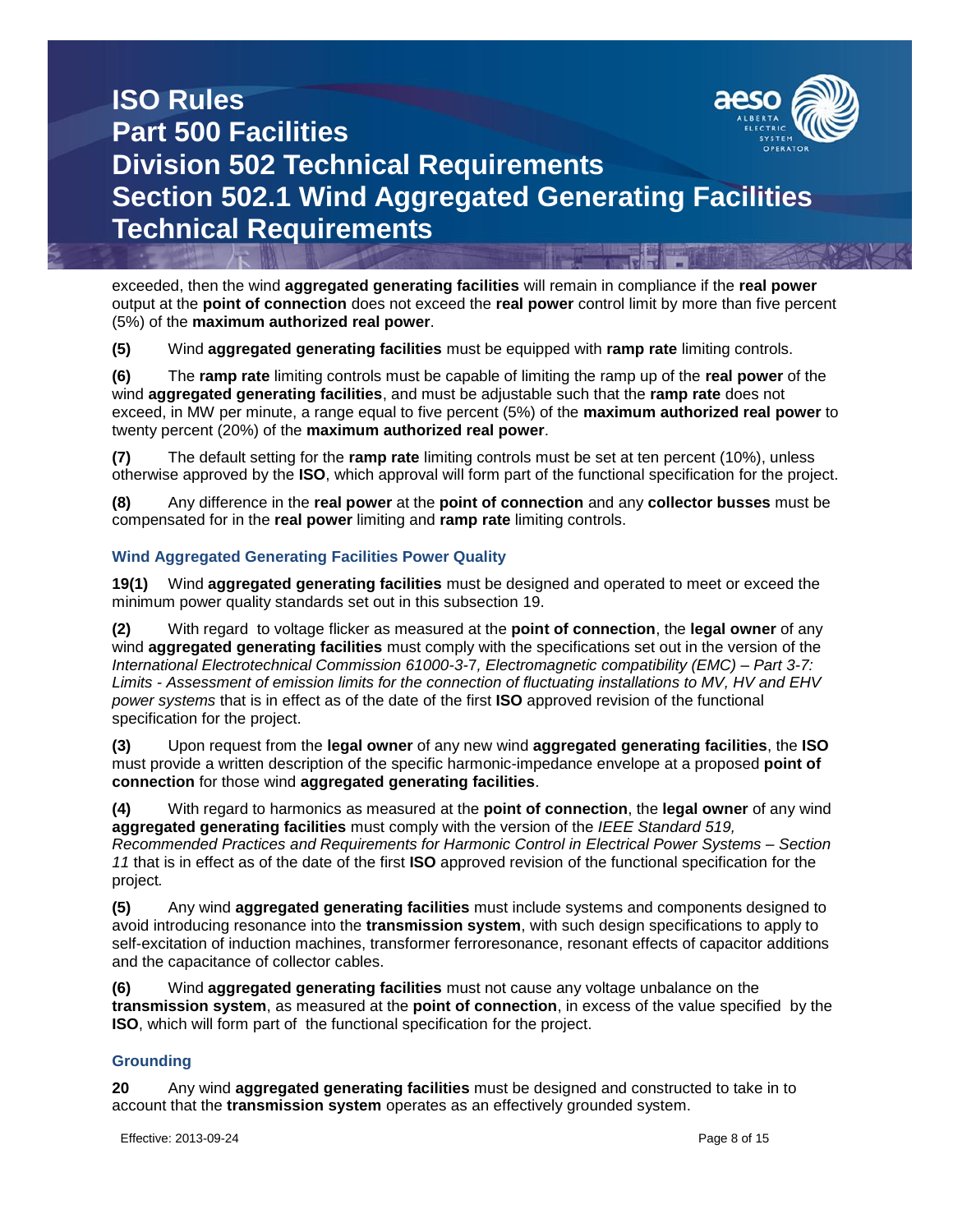exceeded, then the wind **aggregated generating facilities** will remain in compliance if the **real power** output at the **point of connection** does not exceed the **real power** control limit by more than five percent (5%) of the **maximum authorized real power**.

**(5)** Wind **aggregated generating facilities** must be equipped with **ramp rate** limiting controls.

**(6)** The **ramp rate** limiting controls must be capable of limiting the ramp up of the **real power** of the wind **aggregated generating facilities**, and must be adjustable such that the **ramp rate** does not exceed, in MW per minute, a range equal to five percent (5%) of the **maximum authorized real power** to twenty percent (20%) of the **maximum authorized real power**.

**(7)** The default setting for the **ramp rate** limiting controls must be set at ten percent (10%), unless otherwise approved by the **ISO**, which approval will form part of the functional specification for the project.

**(8)** Any difference in the **real power** at the **point of connection** and any **collector busses** must be compensated for in the **real power** limiting and **ramp rate** limiting controls.

### Wind Aggregated Generating Facilities Power Quality

**19(1)** Wind **aggregated generating facilities** must be designed and operated to meet or exceed the minimum power quality standards set out in this subsection 19.

**(2)** With regard to voltage flicker as measured at the **point of connection**, the **legal owner** of any wind **aggregated generating facilities** must comply with the specifications set out in the version of the *International Electrotechnical Commission 61000-3-*7*, Electromagnetic compatibility (EMC) – Part 3-7: Limits - Assessment of emission limits for the connection of fluctuating installations to MV, HV and EHV power systems* that is in effect as of the date of the first **ISO** approved revision of the functional specification for the project.

**(3)** Upon request from the **legal owner** of any new wind **aggregated generating facilities**, the **ISO** must provide a written description of the specific harmonic-impedance envelope at a proposed **point of connection** for those wind **aggregated generating facilities**.

**(4)** With regard to harmonics as measured at the **point of connection**, the **legal owner** of any wind **aggregated generating facilities** must comply with the version of the *IEEE Standard 519, Recommended Practices and Requirements for Harmonic Control in Electrical Power Systems – Section 11* that is in effect as of the date of the first **ISO** approved revision of the functional specification for the project*.*

**(5)** Any wind **aggregated generating facilities** must include systems and components designed to avoid introducing resonance into the **transmission system**, with such design specifications to apply to self-excitation of induction machines, transformer ferroresonance, resonant effects of capacitor additions and the capacitance of collector cables.

**(6)** Wind **aggregated generating facilities** must not cause any voltage unbalance on the **transmission system**, as measured at the **point of connection**, in excess of the value specified by the **ISO**, which will form part of the functional specification for the project.

### Grounding

**20** Any wind **aggregated generating facilities** must be designed and constructed to take in to account that the **transmission system** operates as an effectively grounded system.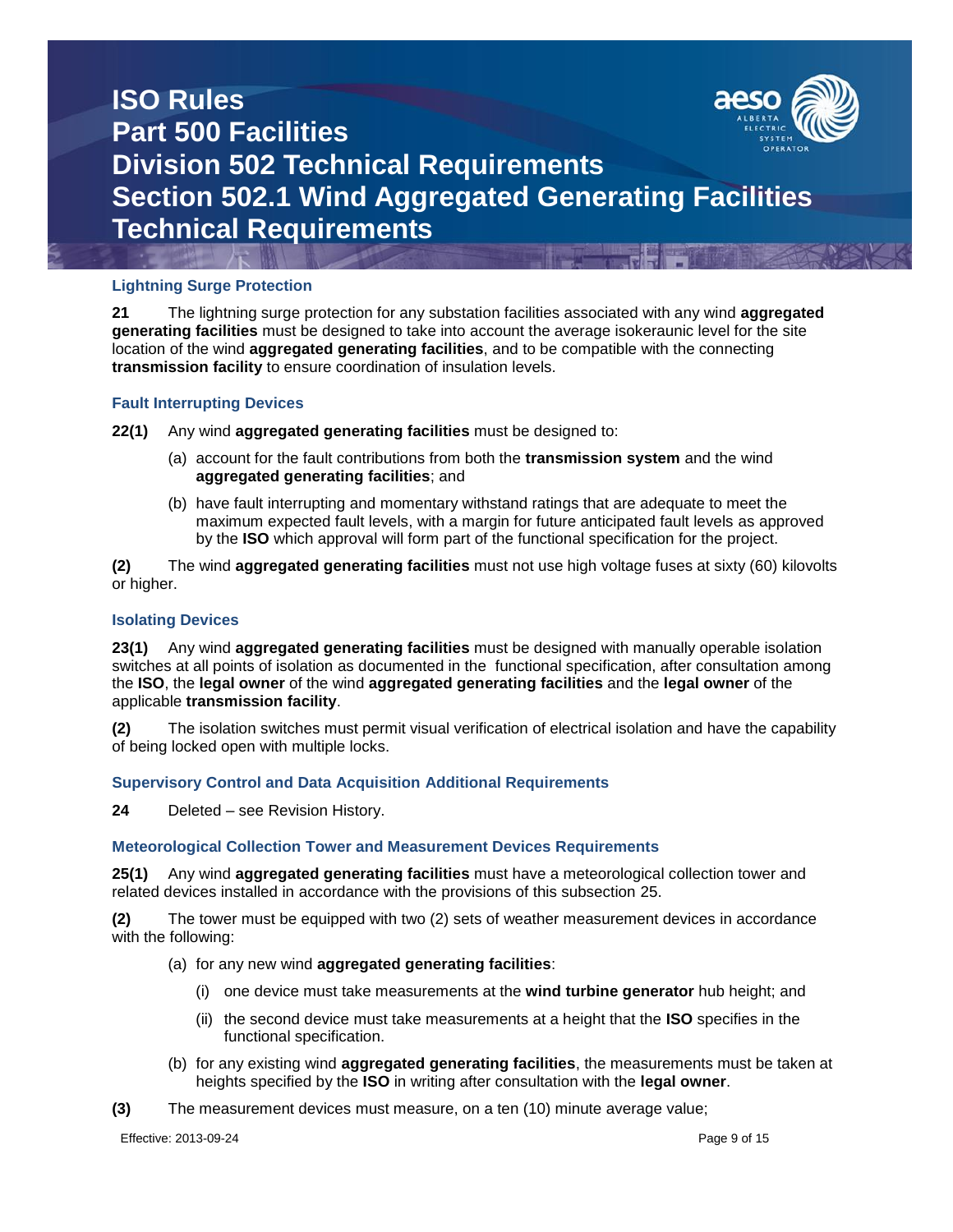### Lightning Surge Protection

**21** The lightning surge protection for any substation facilities associated with any wind **aggregated generating facilities** must be designed to take into account the average isokeraunic level for the site location of the wind **aggregated generating facilities**, and to be compatible with the connecting **transmission facility** to ensure coordination of insulation levels.

### Fault Interrupting Devices

**22(1)** Any wind **aggregated generating facilities** must be designed to:

(a) account for the fault contributions from both the **transmission system** and the wind **aggregated generating facilities**; and

(b) have fault interrupting and momentary withstand ratings that are adequate to meet the maximum expected fault levels, with a margin for future anticipated fault levels as approved by the **ISO** which approval will form part of the functional specification for the project.

**(2)** The wind **aggregated generating facilities** must not use high voltage fuses at sixty (60) kilovolts or higher.

### Isolating Devices

**23(1)** Any wind **aggregated generating facilities** must be designed with manually operable isolation switches at all points of isolation as documented in the functional specification, after consultation among the **ISO**, the **legal owner** of the wind **aggregated generating facilities** and the **legal owner** of the applicable **transmission facility**.

**(2)** The isolation switches must permit visual verification of electrical isolation and have the capability of being locked open with multiple locks.

### Supervisory Control and Data Acquisition Additional Requirements

**24** Deleted – see Revision History.

### Meteorological Collection Tower and Measurement Devices Requirements

**25(1)** Any wind **aggregated generating facilities** must have a meteorological collection tower and related devices installed in accordance with the provisions of this subsection 25.

**(2)** The tower must be equipped with two (2) sets of weather measurement devices in accordance with the following:

(a) for any new wind **aggregated generating facilities**:

(i) one device must take measurements at the **wind turbine generator** hub height; and

(ii) the second device must take measurements at a height that the **ISO** specifies in the functional specification.

(b) for any existing wind **aggregated generating facilities**, the measurements must be taken at heights specified by the **ISO** in writing after consultation with the **legal owner**.

**(3)** The measurement devices must measure, on a ten (10) minute average value;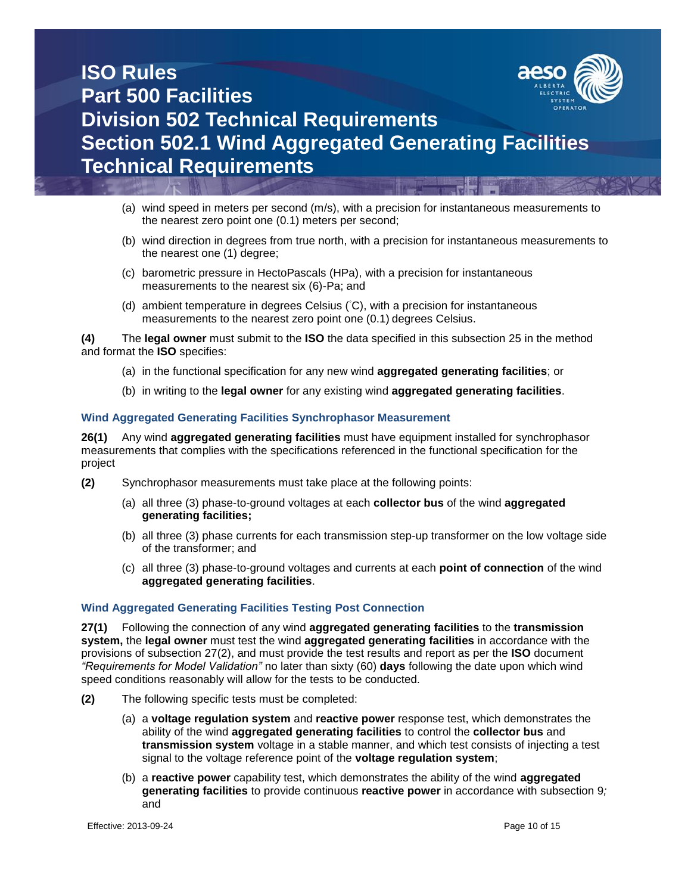(a) wind speed in meters per second (m/s), with a precision for instantaneous measurements to the nearest zero point one (0.1) meters per second;

(b) wind direction in degrees from true north, with a precision for instantaneous measurements to the nearest one (1) degree;

(c) barometric pressure in HectoPascals (HPa), with a precision for instantaneous measurements to the nearest six (6)-Pa; and

(d) ambient temperature in degrees Celsius (˚C), with a precision for instantaneous measurements to the nearest zero point one (0.1) degrees Celsius.

**(4)** The **legal owner** must submit to the **ISO** the data specified in this subsection 25 in the method and format the **ISO** specifies:

(a) in the functional specification for any new wind **aggregated generating facilities**; or

(b) in writing to the **legal owner** for any existing wind **aggregated generating facilities**.

### Wind Aggregated Generating Facilities Synchrophasor Measurement

**26(1)** Any wind **aggregated generating facilities** must have equipment installed for synchrophasor measurements that complies with the specifications referenced in the functional specification for the project

**(2)** Synchrophasor measurements must take place at the following points:

(a) all three (3) phase-to-ground voltages at each **collector bus** of the wind **aggregated generating facilities;**

(b) all three (3) phase currents for each transmission step-up transformer on the low voltage side of the transformer; and

(c) all three (3) phase-to-ground voltages and currents at each **point of connection** of the wind **aggregated generating facilities**.

### Wind Aggregated Generating Facilities Testing Post Connection

**27(1)** Following the connection of any wind **aggregated generating facilities** to the **transmission system,** the **legal owner** must test the wind **aggregated generating facilities** in accordance with the provisions of subsection 27(2), and must provide the test results and report as per the **ISO** document *"Requirements for Model Validation"* no later than sixty (60) **days** following the date upon which wind speed conditions reasonably will allow for the tests to be conducted.

**(2)** The following specific tests must be completed:

(a) a **voltage regulation system** and **reactive power** response test, which demonstrates the ability of the wind **aggregated generating facilities** to control the **collector bus** and **transmission system** voltage in a stable manner, and which test consists of injecting a test signal to the voltage reference point of the **voltage regulation system**;

(b) a **reactive power** capability test, which demonstrates the ability of the wind **aggregated generating facilities** to provide continuous **reactive power** in accordance with subsection 9*;* and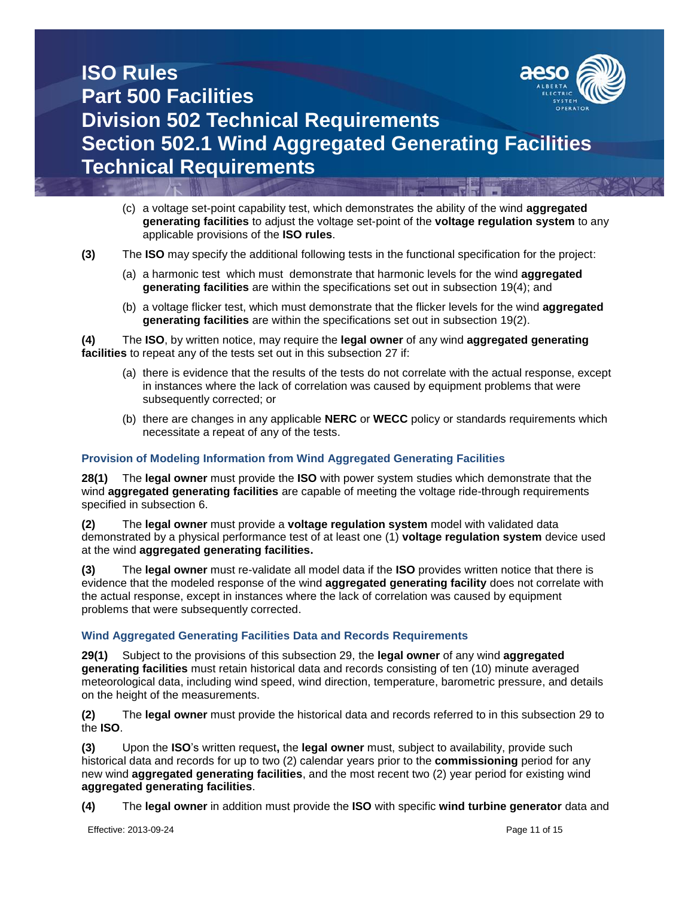(c) a voltage set-point capability test, which demonstrates the ability of the wind **aggregated generating facilities** to adjust the voltage set-point of the **voltage regulation system** to any applicable provisions of the **ISO rules**.

**(3)** The **ISO** may specify the additional following tests in the functional specification for the project:

(a) a harmonic test which must demonstrate that harmonic levels for the wind **aggregated generating facilities** are within the specifications set out in subsection 19(4); and

(b) a voltage flicker test, which must demonstrate that the flicker levels for the wind **aggregated generating facilities** are within the specifications set out in subsection 19(2).

**(4)** The **ISO**, by written notice, may require the **legal owner** of any wind **aggregated generating facilities** to repeat any of the tests set out in this subsection 27 if:

(a) there is evidence that the results of the tests do not correlate with the actual response, except in instances where the lack of correlation was caused by equipment problems that were subsequently corrected; or

(b) there are changes in any applicable **NERC** or **WECC** policy or standards requirements which necessitate a repeat of any of the tests.

### Provision of Modeling Information from Wind Aggregated Generating Facilities

**28(1)** The **legal owner** must provide the **ISO** with power system studies which demonstrate that the wind **aggregated generating facilities** are capable of meeting the voltage ride-through requirements specified in subsection 6.

**(2)** The **legal owner** must provide a **voltage regulation system** model with validated data demonstrated by a physical performance test of at least one (1) **voltage regulation system** device used at the wind **aggregated generating facilities.**

**(3)** The **legal owner** must re-validate all model data if the **ISO** provides written notice that there is evidence that the modeled response of the wind **aggregated generating facility** does not correlate with the actual response, except in instances where the lack of correlation was caused by equipment problems that were subsequently corrected.

### Wind Aggregated Generating Facilities Data and Records Requirements

**29(1)** Subject to the provisions of this subsection 29, the **legal owner** of any wind **aggregated generating facilities** must retain historical data and records consisting of ten (10) minute averaged meteorological data, including wind speed, wind direction, temperature, barometric pressure, and details on the height of the measurements.

**(2)** The **legal owner** must provide the historical data and records referred to in this subsection 29 to the **ISO**.

**(3)** Upon the **ISO**'s written request**,** the **legal owner** must, subject to availability, provide such historical data and records for up to two (2) calendar years prior to the **commissioning** period for any new wind **aggregated generating facilities**, and the most recent two (2) year period for existing wind **aggregated generating facilities**.

**(4)** The **legal owner** in addition must provide the **ISO** with specific **wind turbine generator** data and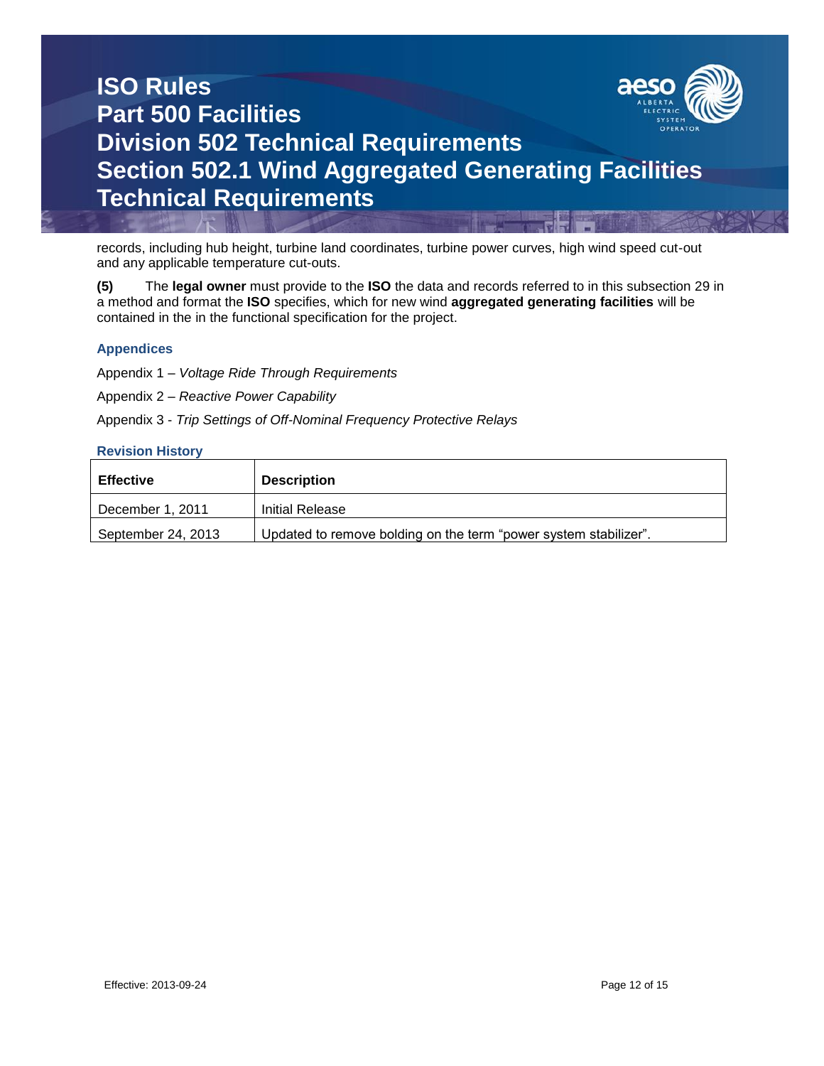records, including hub height, turbine land coordinates, turbine power curves, high wind speed cut-out and any applicable temperature cut-outs.

**(5)** The **legal owner** must provide to the **ISO** the data and records referred to in this subsection 29 in a method and format the **ISO** specifies, which for new wind **aggregated generating facilities** will be contained in the in the functional specification for the project.

### Appendices

Appendix 1 – *Voltage Ride Through Requirements*

Appendix 2 – *Reactive Power Capability*

Appendix 3 - *Trip Settings of Off-Nominal Frequency Protective Relays*

### Revision History

| Effective | Description |
|---|---|
| December 1, 2011 | Initial Release |
| September 24, 2013 | Updated to remove bolding on the term “power system stabilizer”. |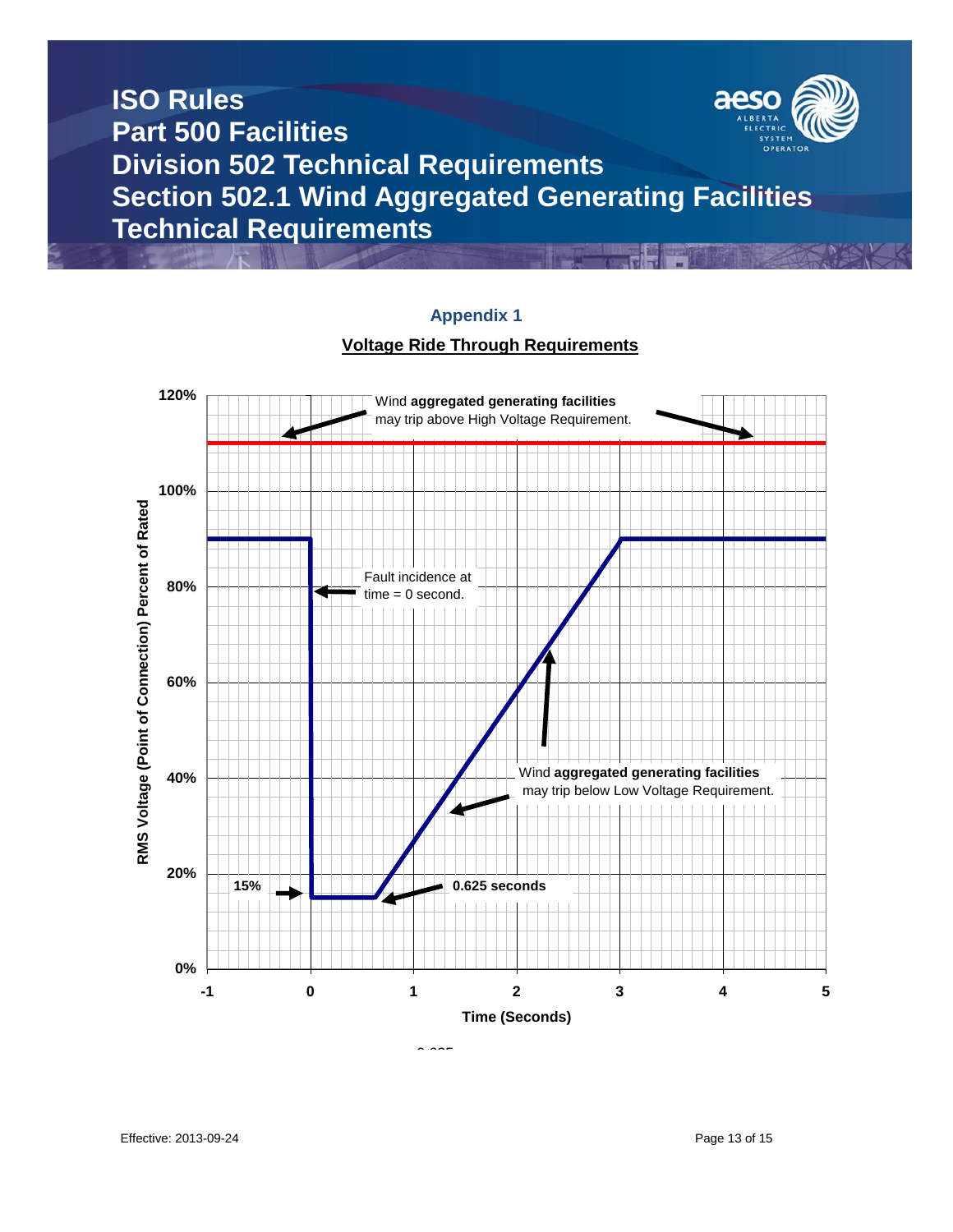## Appendix 1

**Voltage Ride Through Requirements**

Wind **aggregated generating facilities** may trip above High Voltage Requirement.

Fault incidence at time = 0 second.

Wind **aggregated generating facilities** may trip below Low Voltage Requirement.

**15%**

**0.625 seconds**

RMS Voltage (Point of Connection) Percent of Rated

Time (Seconds)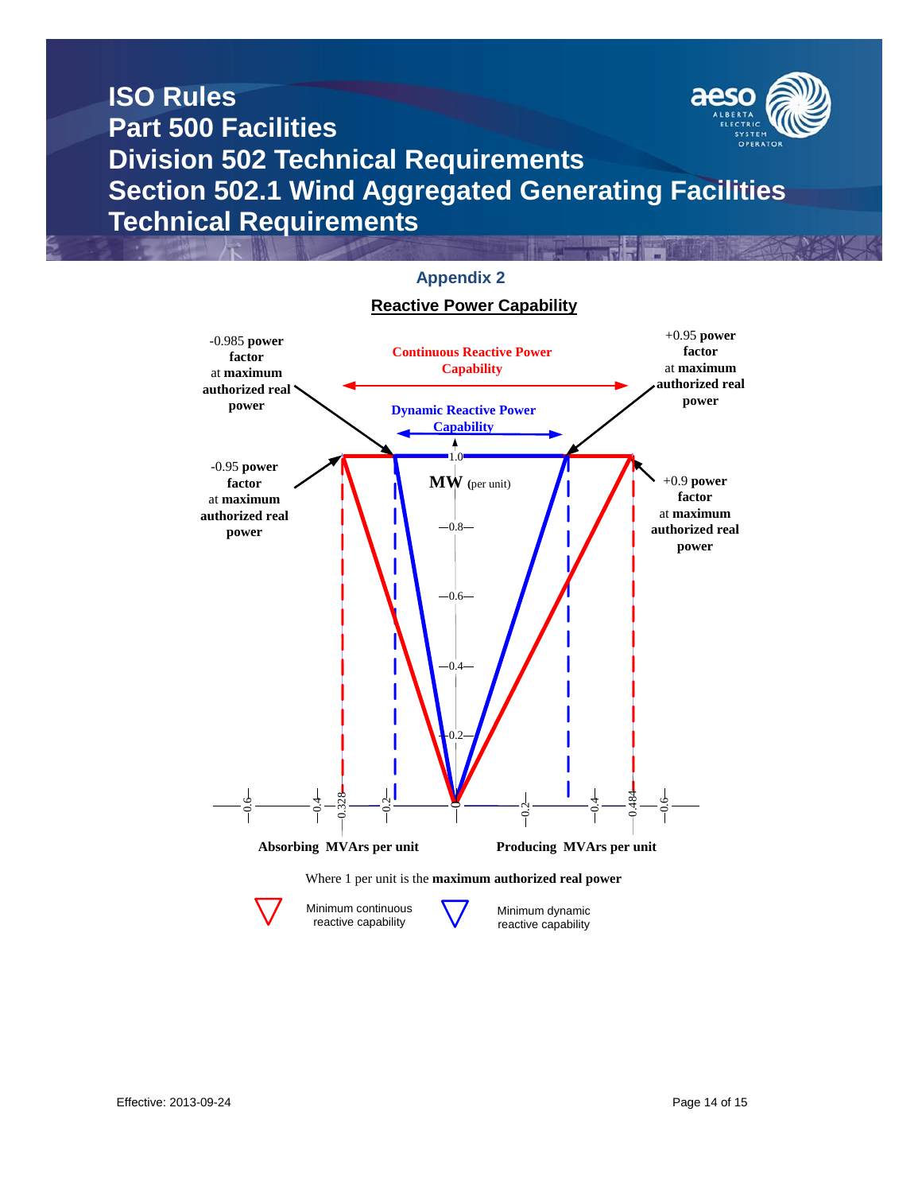## Appendix 2

**Reactive Power Capability**

-0.985 **power factor** at **maximum authorized real power**

**Continuous Reactive Power Capability**

+0.95 **power factor** at **maximum authorized real power**

**Dynamic Reactive Power Capability**

-0.95 **power factor** at **maximum authorized real power**

**MW** (per unit)

+0.9 **power factor** at **maximum authorized real power**

1.0, 0.8, 0.6, 0.4, 0.2

-0.6, -0.4, -0.328, -0.2, 0, -0.2, -0.4, -0.484, -0.6

**Absorbing MVArs per unit** **Producing MVArs per unit**

Where 1 per unit is the **maximum authorized real power**

Minimum continuous reactive capability

Minimum dynamic reactive capability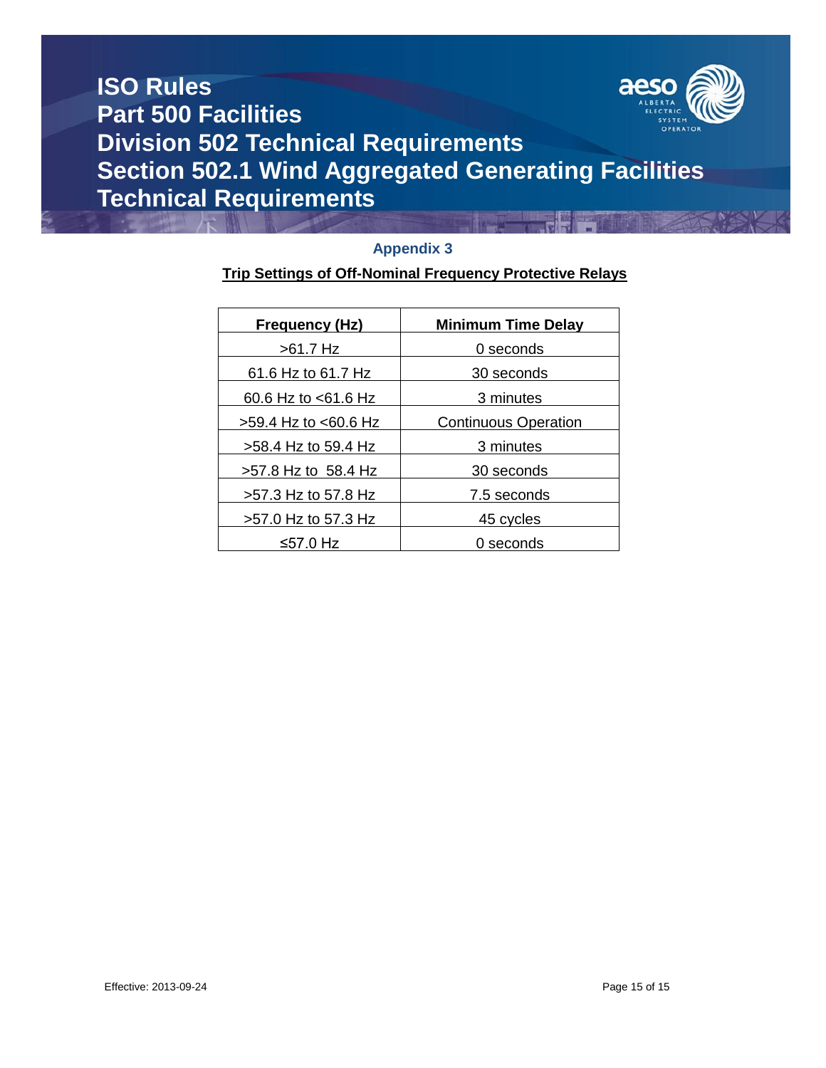## Appendix 3

**Trip Settings of Off-Nominal Frequency Protective Relays**

| Frequency (Hz) | Minimum Time Delay |
|---|---|
| >61.7 Hz | 0 seconds |
| 61.6 Hz to 61.7 Hz | 30 seconds |
| 60.6 Hz to <61.6 Hz | 3 minutes |
| >59.4 Hz to <60.6 Hz | Continuous Operation |
| >58.4 Hz to 59.4 Hz | 3 minutes |
| >57.8 Hz to 58.4 Hz | 30 seconds |
| >57.3 Hz to 57.8 Hz | 7.5 seconds |
| >57.0 Hz to 57.3 Hz | 45 cycles |
| ≤57.0 Hz | 0 seconds |